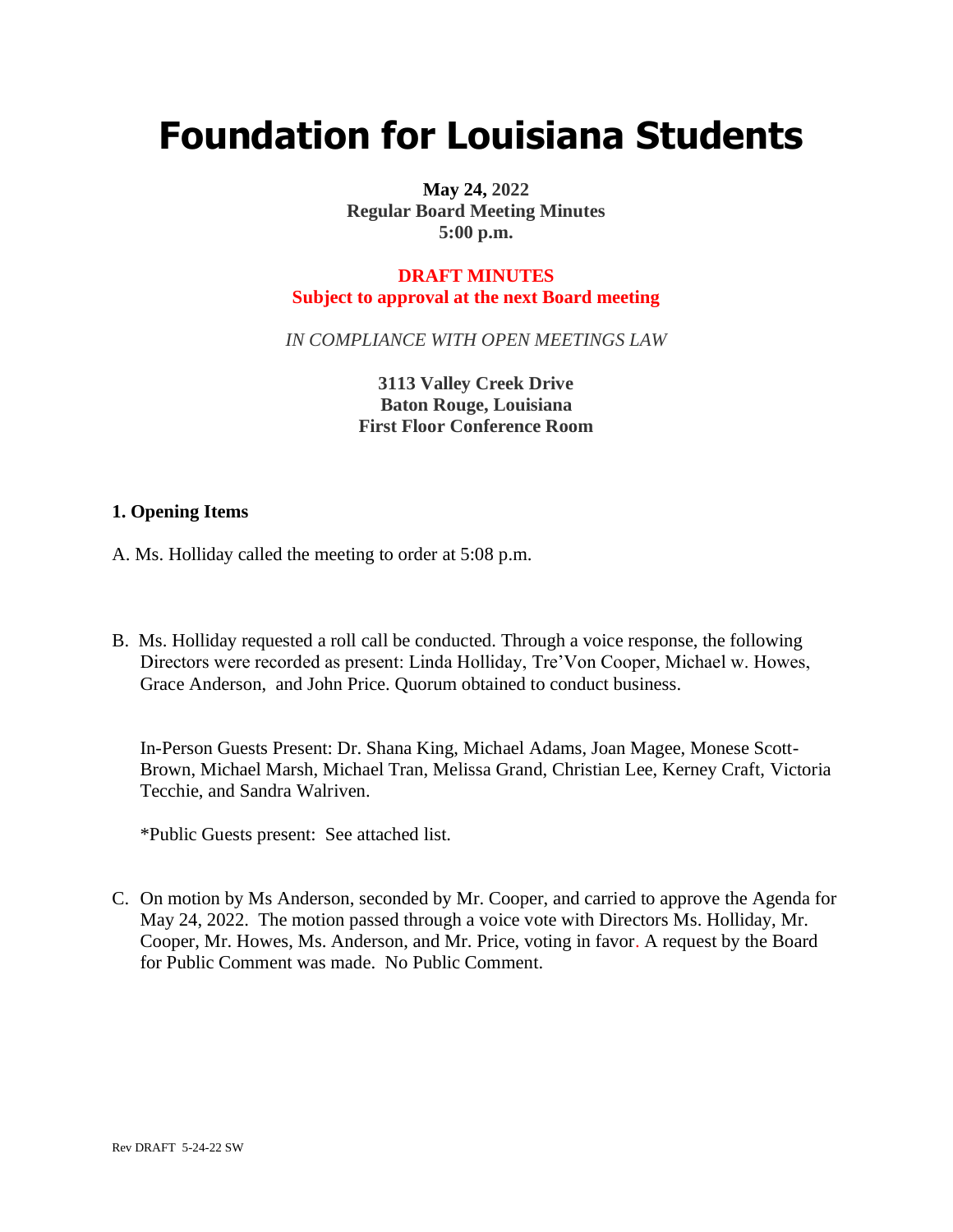# Foundation for Louisiana Students

**May 24, 2022**
**Regular Board Meeting Minutes**
**5:00 p.m.**

**DRAFT MINUTES**
**Subject to approval at the next Board meeting**

*IN COMPLIANCE WITH OPEN MEETINGS LAW*

**3113 Valley Creek Drive**
**Baton Rouge, Louisiana**
**First Floor Conference Room**

### 1. Opening Items

A. Ms. Holliday called the meeting to order at 5:08 p.m.

B. Ms. Holliday requested a roll call be conducted. Through a voice response, the following Directors were recorded as present: Linda Holliday, Tre'Von Cooper, Michael w. Howes, Grace Anderson, and John Price. Quorum obtained to conduct business.

In-Person Guests Present: Dr. Shana King, Michael Adams, Joan Magee, Monese Scott-Brown, Michael Marsh, Michael Tran, Melissa Grand, Christian Lee, Kerney Craft, Victoria Tecchie, and Sandra Walriven.

*Public Guests present: See attached list.

C. On motion by Ms Anderson, seconded by Mr. Cooper, and carried to approve the Agenda for May 24, 2022. The motion passed through a voice vote with Directors Ms. Holliday, Mr. Cooper, Mr. Howes, Ms. Anderson, and Mr. Price, voting in favor. A request by the Board for Public Comment was made. No Public Comment.

Rev DRAFT 5-24-22 SW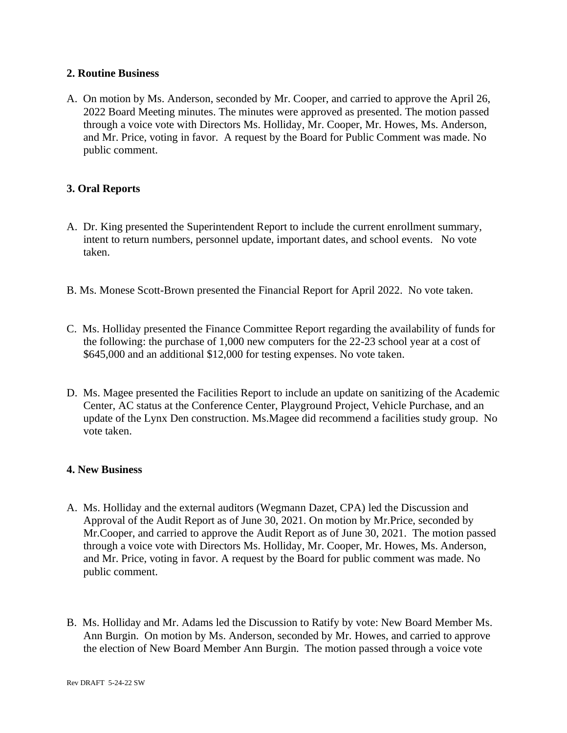## 2. Routine Business

A. On motion by Ms. Anderson, seconded by Mr. Cooper, and carried to approve the April 26, 2022 Board Meeting minutes. The minutes were approved as presented. The motion passed through a voice vote with Directors Ms. Holliday, Mr. Cooper, Mr. Howes, Ms. Anderson, and Mr. Price, voting in favor. A request by the Board for Public Comment was made. No public comment.

## 3. Oral Reports

A. Dr. King presented the Superintendent Report to include the current enrollment summary, intent to return numbers, personnel update, important dates, and school events. No vote taken.

B. Ms. Monese Scott-Brown presented the Financial Report for April 2022. No vote taken.

C. Ms. Holliday presented the Finance Committee Report regarding the availability of funds for the following: the purchase of 1,000 new computers for the 22-23 school year at a cost of $645,000 and an additional $12,000 for testing expenses. No vote taken.

D. Ms. Magee presented the Facilities Report to include an update on sanitizing of the Academic Center, AC status at the Conference Center, Playground Project, Vehicle Purchase, and an update of the Lynx Den construction. Ms.Magee did recommend a facilities study group. No vote taken.

## 4. New Business

A. Ms. Holliday and the external auditors (Wegmann Dazet, CPA) led the Discussion and Approval of the Audit Report as of June 30, 2021. On motion by Mr.Price, seconded by Mr.Cooper, and carried to approve the Audit Report as of June 30, 2021. The motion passed through a voice vote with Directors Ms. Holliday, Mr. Cooper, Mr. Howes, Ms. Anderson, and Mr. Price, voting in favor. A request by the Board for public comment was made. No public comment.

B. Ms. Holliday and Mr. Adams led the Discussion to Ratify by vote: New Board Member Ms. Ann Burgin. On motion by Ms. Anderson, seconded by Mr. Howes, and carried to approve the election of New Board Member Ann Burgin. The motion passed through a voice vote

Rev DRAFT 5-24-22 SW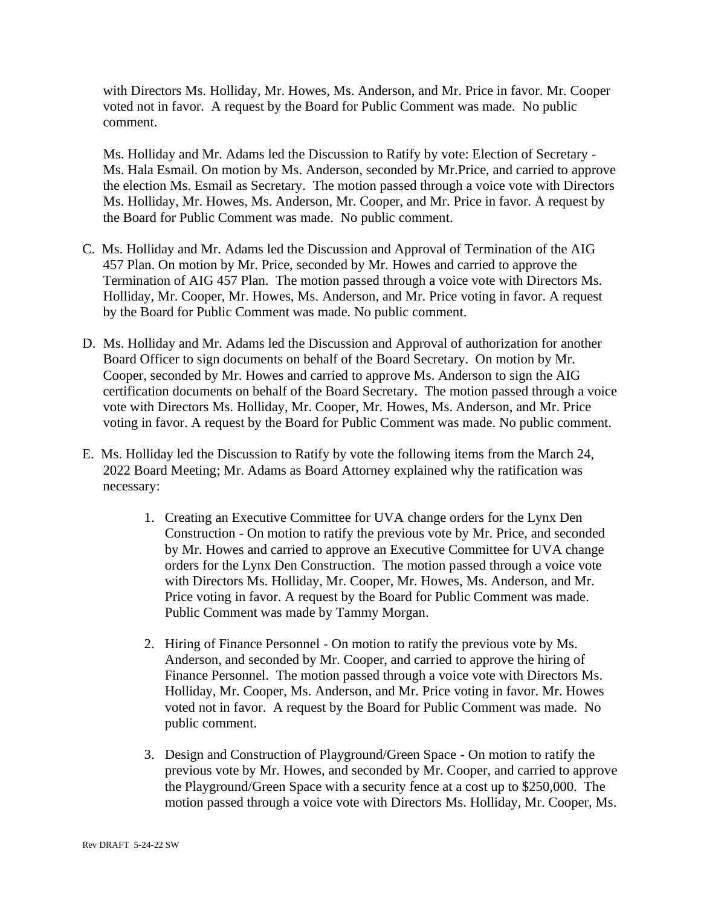with Directors Ms. Holliday, Mr. Howes, Ms. Anderson, and Mr. Price in favor. Mr. Cooper voted not in favor. A request by the Board for Public Comment was made. No public comment.

Ms. Holliday and Mr. Adams led the Discussion to Ratify by vote: Election of Secretary - Ms. Hala Esmail. On motion by Ms. Anderson, seconded by Mr.Price, and carried to approve the election Ms. Esmail as Secretary. The motion passed through a voice vote with Directors Ms. Holliday, Mr. Howes, Ms. Anderson, Mr. Cooper, and Mr. Price in favor. A request by the Board for Public Comment was made. No public comment.

C. Ms. Holliday and Mr. Adams led the Discussion and Approval of Termination of the AIG 457 Plan. On motion by Mr. Price, seconded by Mr. Howes and carried to approve the Termination of AIG 457 Plan. The motion passed through a voice vote with Directors Ms. Holliday, Mr. Cooper, Mr. Howes, Ms. Anderson, and Mr. Price voting in favor. A request by the Board for Public Comment was made. No public comment.

D. Ms. Holliday and Mr. Adams led the Discussion and Approval of authorization for another Board Officer to sign documents on behalf of the Board Secretary. On motion by Mr. Cooper, seconded by Mr. Howes and carried to approve Ms. Anderson to sign the AIG certification documents on behalf of the Board Secretary. The motion passed through a voice vote with Directors Ms. Holliday, Mr. Cooper, Mr. Howes, Ms. Anderson, and Mr. Price voting in favor. A request by the Board for Public Comment was made. No public comment.

E. Ms. Holliday led the Discussion to Ratify by vote the following items from the March 24, 2022 Board Meeting; Mr. Adams as Board Attorney explained why the ratification was necessary:

1. Creating an Executive Committee for UVA change orders for the Lynx Den Construction - On motion to ratify the previous vote by Mr. Price, and seconded by Mr. Howes and carried to approve an Executive Committee for UVA change orders for the Lynx Den Construction. The motion passed through a voice vote with Directors Ms. Holliday, Mr. Cooper, Mr. Howes, Ms. Anderson, and Mr. Price voting in favor. A request by the Board for Public Comment was made. Public Comment was made by Tammy Morgan.

2. Hiring of Finance Personnel - On motion to ratify the previous vote by Ms. Anderson, and seconded by Mr. Cooper, and carried to approve the hiring of Finance Personnel. The motion passed through a voice vote with Directors Ms. Holliday, Mr. Cooper, Ms. Anderson, and Mr. Price voting in favor. Mr. Howes voted not in favor. A request by the Board for Public Comment was made. No public comment.

3. Design and Construction of Playground/Green Space - On motion to ratify the previous vote by Mr. Howes, and seconded by Mr. Cooper, and carried to approve the Playground/Green Space with a security fence at a cost up to $250,000. The motion passed through a voice vote with Directors Ms. Holliday, Mr. Cooper, Ms.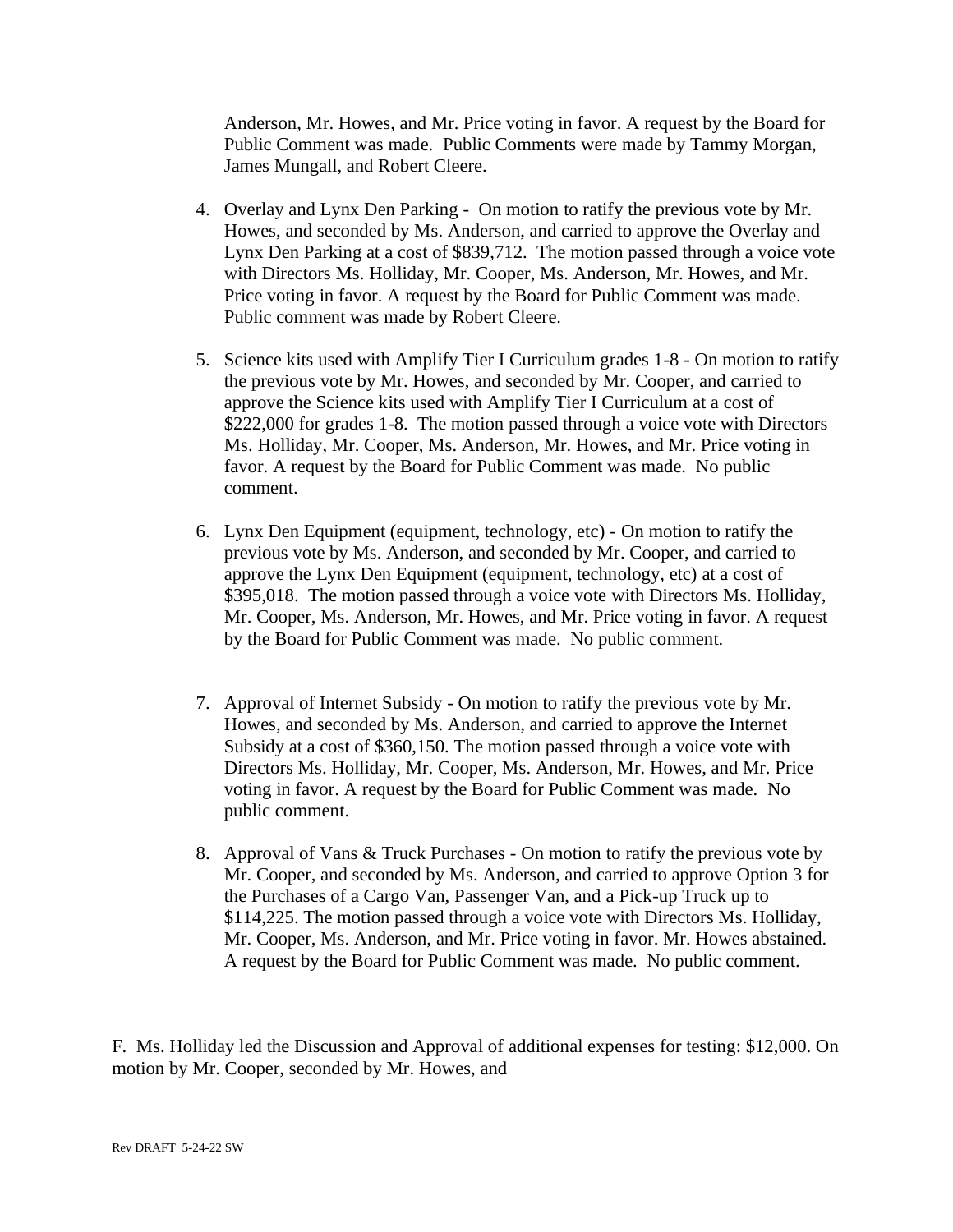Anderson, Mr. Howes, and Mr. Price voting in favor. A request by the Board for Public Comment was made. Public Comments were made by Tammy Morgan, James Mungall, and Robert Cleere.

4. Overlay and Lynx Den Parking - On motion to ratify the previous vote by Mr. Howes, and seconded by Ms. Anderson, and carried to approve the Overlay and Lynx Den Parking at a cost of $839,712. The motion passed through a voice vote with Directors Ms. Holliday, Mr. Cooper, Ms. Anderson, Mr. Howes, and Mr. Price voting in favor. A request by the Board for Public Comment was made. Public comment was made by Robert Cleere.

5. Science kits used with Amplify Tier I Curriculum grades 1-8 - On motion to ratify the previous vote by Mr. Howes, and seconded by Mr. Cooper, and carried to approve the Science kits used with Amplify Tier I Curriculum at a cost of $222,000 for grades 1-8. The motion passed through a voice vote with Directors Ms. Holliday, Mr. Cooper, Ms. Anderson, Mr. Howes, and Mr. Price voting in favor. A request by the Board for Public Comment was made. No public comment.

6. Lynx Den Equipment (equipment, technology, etc) - On motion to ratify the previous vote by Ms. Anderson, and seconded by Mr. Cooper, and carried to approve the Lynx Den Equipment (equipment, technology, etc) at a cost of $395,018. The motion passed through a voice vote with Directors Ms. Holliday, Mr. Cooper, Ms. Anderson, Mr. Howes, and Mr. Price voting in favor. A request by the Board for Public Comment was made. No public comment.

7. Approval of Internet Subsidy - On motion to ratify the previous vote by Mr. Howes, and seconded by Ms. Anderson, and carried to approve the Internet Subsidy at a cost of $360,150. The motion passed through a voice vote with Directors Ms. Holliday, Mr. Cooper, Ms. Anderson, Mr. Howes, and Mr. Price voting in favor. A request by the Board for Public Comment was made. No public comment.

8. Approval of Vans & Truck Purchases - On motion to ratify the previous vote by Mr. Cooper, and seconded by Ms. Anderson, and carried to approve Option 3 for the Purchases of a Cargo Van, Passenger Van, and a Pick-up Truck up to $114,225. The motion passed through a voice vote with Directors Ms. Holliday, Mr. Cooper, Ms. Anderson, and Mr. Price voting in favor. Mr. Howes abstained. A request by the Board for Public Comment was made. No public comment.

F. Ms. Holliday led the Discussion and Approval of additional expenses for testing: $12,000. On motion by Mr. Cooper, seconded by Mr. Howes, and

Rev DRAFT 5-24-22 SW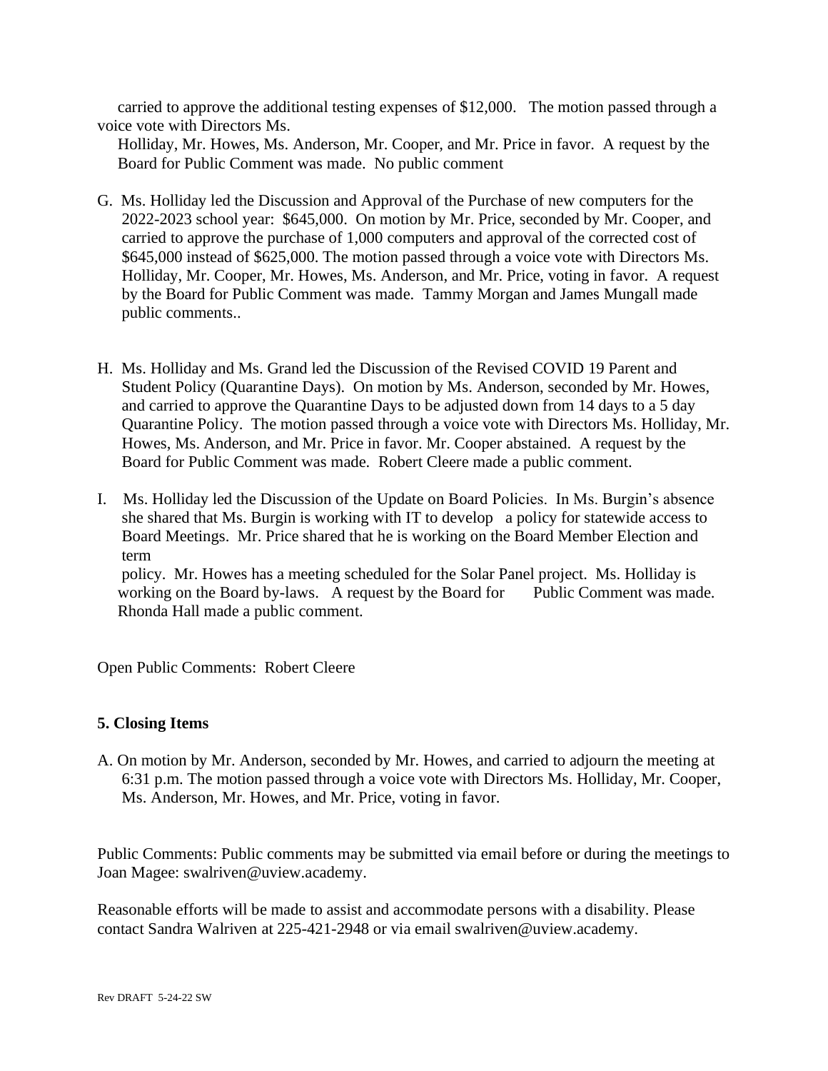carried to approve the additional testing expenses of $12,000. The motion passed through a voice vote with Directors Ms. Holliday, Mr. Howes, Ms. Anderson, Mr. Cooper, and Mr. Price in favor. A request by the Board for Public Comment was made. No public comment

G. Ms. Holliday led the Discussion and Approval of the Purchase of new computers for the 2022-2023 school year: $645,000. On motion by Mr. Price, seconded by Mr. Cooper, and carried to approve the purchase of 1,000 computers and approval of the corrected cost of $645,000 instead of $625,000. The motion passed through a voice vote with Directors Ms. Holliday, Mr. Cooper, Mr. Howes, Ms. Anderson, and Mr. Price, voting in favor. A request by the Board for Public Comment was made. Tammy Morgan and James Mungall made public comments..

H. Ms. Holliday and Ms. Grand led the Discussion of the Revised COVID 19 Parent and Student Policy (Quarantine Days). On motion by Ms. Anderson, seconded by Mr. Howes, and carried to approve the Quarantine Days to be adjusted down from 14 days to a 5 day Quarantine Policy. The motion passed through a voice vote with Directors Ms. Holliday, Mr. Howes, Ms. Anderson, and Mr. Price in favor. Mr. Cooper abstained. A request by the Board for Public Comment was made. Robert Cleere made a public comment.

I. Ms. Holliday led the Discussion of the Update on Board Policies. In Ms. Burgin's absence she shared that Ms. Burgin is working with IT to develop a policy for statewide access to Board Meetings. Mr. Price shared that he is working on the Board Member Election and term policy. Mr. Howes has a meeting scheduled for the Solar Panel project. Ms. Holliday is working on the Board by-laws. A request by the Board for Public Comment was made. Rhonda Hall made a public comment.

Open Public Comments: Robert Cleere

**5. Closing Items**

A. On motion by Mr. Anderson, seconded by Mr. Howes, and carried to adjourn the meeting at 6:31 p.m. The motion passed through a voice vote with Directors Ms. Holliday, Mr. Cooper, Ms. Anderson, Mr. Howes, and Mr. Price, voting in favor.

Public Comments: Public comments may be submitted via email before or during the meetings to Joan Magee: swalriven@uview.academy.

Reasonable efforts will be made to assist and accommodate persons with a disability. Please contact Sandra Walriven at 225-421-2948 or via email swalriven@uview.academy.

Rev DRAFT 5-24-22 SW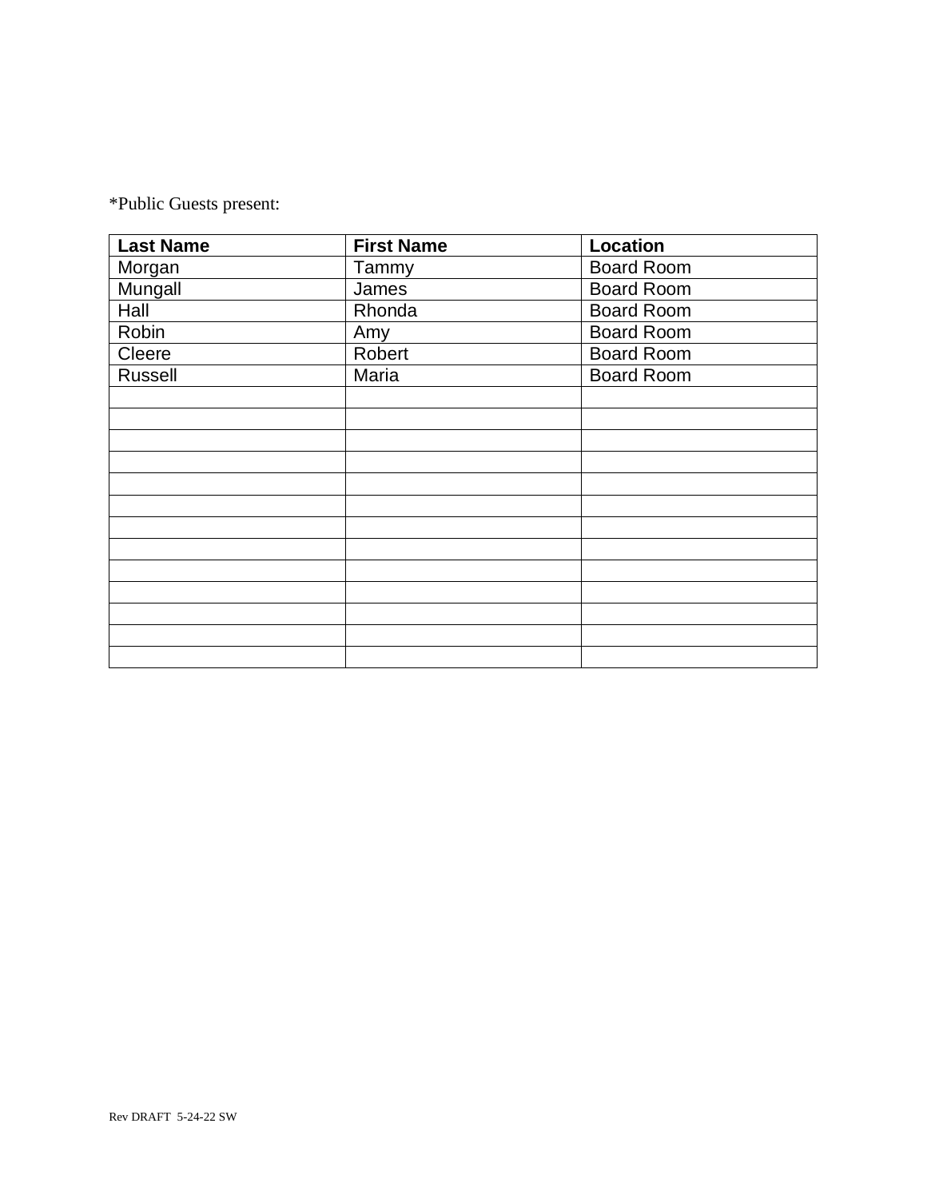*Public Guests present:

| Last Name | First Name | Location |
|---|---|---|
| Morgan | Tammy | Board Room |
| Mungall | James | Board Room |
| Hall | Rhonda | Board Room |
| Robin | Amy | Board Room |
| Cleere | Robert | Board Room |
| Russell | Maria | Board Room |
| | | |
| | | |
| | | |
| | | |
| | | |
| | | |
| | | |
| | | |
| | | |
| | | |
| | | |
| | | |
| | | |

Rev DRAFT 5-24-22 SW